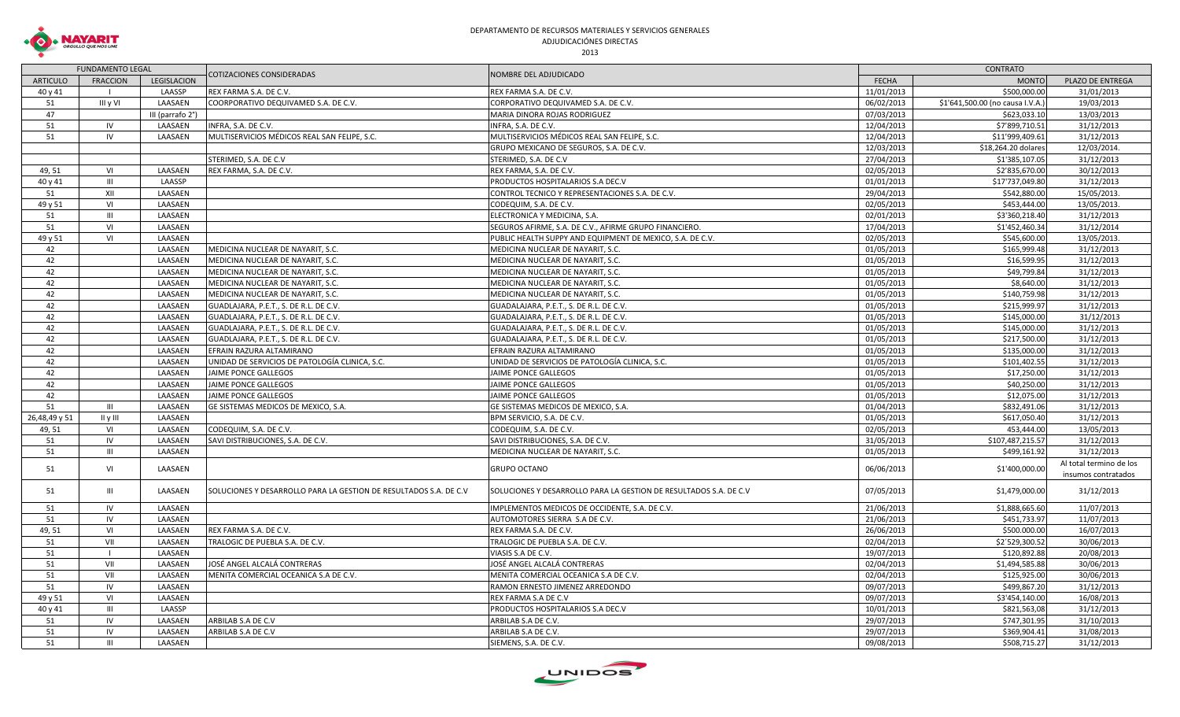DEPARTAMENTO DE RECURSOS MATERIALES Y SERVICIOS GENERALES

ADJUDICACIÓNES DIRECTAS

2013

| FUNDAMENTO LEGAL | | | COTIZACIONES CONSIDERADAS | NOMBRE DEL ADJUDICADO | CONTRATO | | |
|---|---|---|---|---|---|---|---|
| ARTICULO | FRACCION | LEGISLACION | | | FECHA | MONTO | PLAZO DE ENTREGA |
| 40 y 41 | I | LAASSP | REX FARMA S.A. DE C.V. | REX FARMA S.A. DE C.V. | 11/01/2013 | $500,000.00 | 31/01/2013 |
| 51 | III y VI | LAASAEN | COORPORATIVO DEQUIVAMED S.A. DE C.V. | CORPORATIVO DEQUIVAMED S.A. DE C.V. | 06/02/2013 | $1'641,500.00 (no causa I.V.A.) | 19/03/2013 |
| 47 | | III (parrafo 2°) | | MARIA DINORA ROJAS RODRIGUEZ | 07/03/2013 | $623,033.10 | 13/03/2013 |
| 51 | IV | LAASAEN | INFRA, S.A. DE C.V. | INFRA, S.A. DE C.V. | 12/04/2013 | $7'899,710.51 | 31/12/2013 |
| 51 | IV | LAASAEN | MULTISERVICIOS MÉDICOS REAL SAN FELIPE, S.C. | MULTISERVICIOS MÉDICOS REAL SAN FELIPE, S.C. | 12/04/2013 | $11'999,409.61 | 31/12/2013 |
| | | | | GRUPO MEXICANO DE SEGUROS, S.A. DE C.V. | 12/03/2013 | $18,264.20 dolares | 12/03/2014. |
| | | | STERIMED, S.A. DE C.V | STERIMED, S.A. DE C.V | 27/04/2013 | $1'385,107.05 | 31/12/2013 |
| 49, 51 | VI | LAASAEN | REX FARMA, S.A. DE C.V. | REX FARMA, S.A. DE C.V. | 02/05/2013 | $2'835,670.00 | 30/12/2013 |
| 40 y 41 | III | LAASSP | | PRODUCTOS HOSPITALARIOS S.A DEC.V | 01/01/2013 | $17'737,049.80 | 31/12/2013 |
| 51 | XII | LAASAEN | | CONTROL TECNICO Y REPRESENTACIONES S.A. DE C.V. | 29/04/2013 | $542,880.00 | 15/05/2013. |
| 49 y 51 | VI | LAASAEN | | CODEQUIM, S.A. DE C.V. | 02/05/2013 | $453,444.00 | 13/05/2013. |
| 51 | III | LAASAEN | | ELECTRONICA Y MEDICINA, S.A. | 02/01/2013 | $3'360,218.40 | 31/12/2013 |
| 51 | VI | LAASAEN | | SEGUROS AFIRME, S.A. DE C.V., AFIRME GRUPO FINANCIERO. | 17/04/2013 | $1'452,460.34 | 31/12/2014 |
| 49 y 51 | VI | LAASAEN | | PUBLIC HEALTH SUPPY AND EQUIPMENT DE MEXICO, S.A. DE C.V. | 02/05/2013 | $545,600.00 | 13/05/2013. |
| 42 | | LAASAEN | MEDICINA NUCLEAR DE NAYARIT, S.C. | MEDICINA NUCLEAR DE NAYARIT, S.C. | 01/05/2013 | $165,999.48 | 31/12/2013 |
| 42 | | LAASAEN | MEDICINA NUCLEAR DE NAYARIT, S.C. | MEDICINA NUCLEAR DE NAYARIT, S.C. | 01/05/2013 | $16,599.95 | 31/12/2013 |
| 42 | | LAASAEN | MEDICINA NUCLEAR DE NAYARIT, S.C. | MEDICINA NUCLEAR DE NAYARIT, S.C. | 01/05/2013 | $49,799.84 | 31/12/2013 |
| 42 | | LAASAEN | MEDICINA NUCLEAR DE NAYARIT, S.C. | MEDICINA NUCLEAR DE NAYARIT, S.C. | 01/05/2013 | $8,640.00 | 31/12/2013 |
| 42 | | LAASAEN | MEDICINA NUCLEAR DE NAYARIT, S.C. | MEDICINA NUCLEAR DE NAYARIT, S.C. | 01/05/2013 | $140,759.98 | 31/12/2013 |
| 42 | | LAASAEN | GUADLAJARA, P.E.T., S. DE R.L. DE C.V. | GUADALAJARA, P.E.T., S. DE R.L. DE C.V. | 01/05/2013 | $215,999.97 | 31/12/2013 |
| 42 | | LAASAEN | GUADLAJARA, P.E.T., S. DE R.L. DE C.V. | GUADALAJARA, P.E.T., S. DE R.L. DE C.V. | 01/05/2013 | $145,000.00 | 31/12/2013 |
| 42 | | LAASAEN | GUADLAJARA, P.E.T., S. DE R.L. DE C.V. | GUADALAJARA, P.E.T., S. DE R.L. DE C.V. | 01/05/2013 | $145,000.00 | 31/12/2013 |
| 42 | | LAASAEN | GUADLAJARA, P.E.T., S. DE R.L. DE C.V. | GUADALAJARA, P.E.T., S. DE R.L. DE C.V. | 01/05/2013 | $217,500.00 | 31/12/2013 |
| 42 | | LAASAEN | EFRAIN RAZURA ALTAMIRANO | EFRAIN RAZURA ALTAMIRANO | 01/05/2013 | $135,000.00 | 31/12/2013 |
| 42 | | LAASAEN | UNIDAD DE SERVICIOS DE PATOLOGÍA CLINICA, S.C. | UNIDAD DE SERVICIOS DE PATOLOGÍA CLINICA, S.C. | 01/05/2013 | $101,402.55 | 31/12/2013 |
| 42 | | LAASAEN | JAIME PONCE GALLEGOS | JAIME PONCE GALLEGOS | 01/05/2013 | $17,250.00 | 31/12/2013 |
| 42 | | LAASAEN | JAIME PONCE GALLEGOS | JAIME PONCE GALLEGOS | 01/05/2013 | $40,250.00 | 31/12/2013 |
| 42 | | LAASAEN | JAIME PONCE GALLEGOS | JAIME PONCE GALLEGOS | 01/05/2013 | $12,075.00 | 31/12/2013 |
| 51 | III | LAASAEN | GE SISTEMAS MEDICOS DE MEXICO, S.A. | GE SISTEMAS MEDICOS DE MEXICO, S.A. | 01/04/2013 | $832,491.06 | 31/12/2013 |
| 26,48,49 y 51 | II y III | LAASAEN | | BPM SERVICIO, S.A. DE C.V. | 01/05/2013 | $617,050.40 | 31/12/2013 |
| 49, 51 | VI | LAASAEN | CODEQUIM, S.A. DE C.V. | CODEQUIM, S.A. DE C.V. | 02/05/2013 | 453,444.00 | 13/05/2013 |
| 51 | IV | LAASAEN | SAVI DISTRIBUCIONES, S.A. DE C.V. | SAVI DISTRIBUCIONES, S.A. DE C.V. | 31/05/2013 | $107,487,215.57 | 31/12/2013 |
| 51 | III | LAASAEN | | MEDICINA NUCLEAR DE NAYARIT, S.C. | 01/05/2013 | $499,161.92 | 31/12/2013 |
| 51 | VI | LAASAEN | | GRUPO OCTANO | 06/06/2013 | $1'400,000.00 | Al total termino de los insumos contratados |
| 51 | III | LAASAEN | SOLUCIONES Y DESARROLLO PARA LA GESTION DE RESULTADOS S.A. DE C.V | SOLUCIONES Y DESARROLLO PARA LA GESTION DE RESULTADOS S.A. DE C.V | 07/05/2013 | $1,479,000.00 | 31/12/2013 |
| 51 | IV | LAASAEN | | IMPLEMENTOS MEDICOS DE OCCIDENTE, S.A. DE C.V. | 21/06/2013 | $1,888,665.60 | 11/07/2013 |
| 51 | IV | LAASAEN | | AUTOMOTORES SIERRA S.A DE C.V. | 21/06/2013 | $451,733.97 | 11/07/2013 |
| 49, 51 | VI | LAASAEN | REX FARMA S.A. DE C.V. | REX FARMA S.A. DE C.V. | 26/06/2013 | $500.000.00 | 16/07/2013 |
| 51 | VII | LAASAEN | TRALOGIC DE PUEBLA S.A. DE C.V. | TRALOGIC DE PUEBLA S.A. DE C.V. | 02/04/2013 | $2`529,300.52 | 30/06/2013 |
| 51 | I | LAASAEN | | VIASIS S.A DE C.V. | 19/07/2013 | $120,892.88 | 20/08/2013 |
| 51 | VII | LAASAEN | JOSÉ ANGEL ALCALÁ CONTRERAS | JOSÉ ANGEL ALCALÁ CONTRERAS | 02/04/2013 | $1,494,585.88 | 30/06/2013 |
| 51 | VII | LAASAEN | MENITA COMERCIAL OCEANICA S.A DE C.V. | MENITA COMERCIAL OCEANICA S.A DE C.V. | 02/04/2013 | $125,925.00 | 30/06/2013 |
| 51 | IV | LAASAEN | | RAMON ERNESTO JIMENEZ ARREDONDO | 09/07/2013 | $499,867.20 | 31/12/2013 |
| 49 y 51 | VI | LAASAEN | | REX FARMA S.A DE C.V | 09/07/2013 | $3'454,140.00 | 16/08/2013 |
| 40 y 41 | III | LAASSP | | PRODUCTOS HOSPITALARIOS S.A DEC.V | 10/01/2013 | $821,563,08 | 31/12/2013 |
| 51 | IV | LAASAEN | ARBILAB S.A DE C.V | ARBILAB S.A DE C.V. | 29/07/2013 | $747,301.95 | 31/10/2013 |
| 51 | IV | LAASAEN | ARBILAB S.A DE C.V | ARBILAB S.A DE C.V. | 29/07/2013 | $369,904.41 | 31/08/2013 |
| 51 | III | LAASAEN | | SIEMENS, S.A. DE C.V. | 09/08/2013 | $508,715.27 | 31/12/2013 |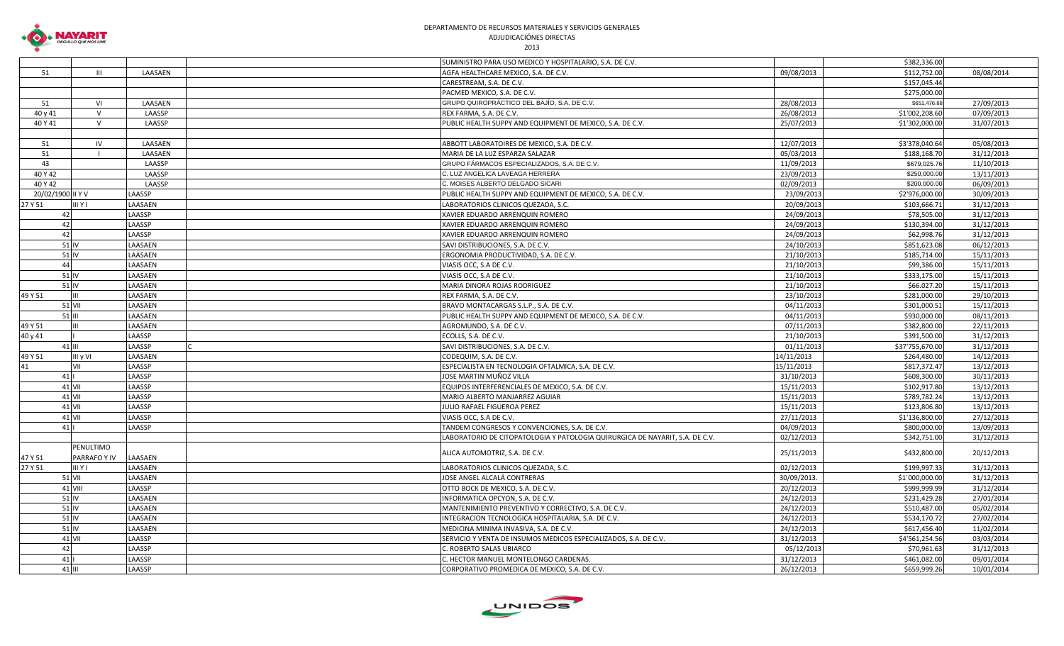DEPARTAMENTO DE RECURSOS MATERIALES Y SERVICIOS GENERALES

ADJUDICACIÓNES DIRECTAS

2013

| | | | | | | | |
|---|---|---|---|---|---|---|---|
| | | | | SUMINISTRO PARA USO MEDICO Y HOSPITALARIO, S.A. DE C.V. | | $382,336.00 | |
| 51 | III | LAASAEN | | AGFA HEALTHCARE MEXICO, S.A. DE C.V. | 09/08/2013 | $112,752.00 | 08/08/2014 |
| | | | | CARESTREAM, S.A. DE C.V. | | $157,045.44 | |
| | | | | PACMED MEXICO, S.A. DE C.V. | | $275,000.00 | |
| 51 | VI | LAASAEN | | GRUPO QUIROPRÁCTICO DEL BAJÍO, S.A. DE C.V. | 28/08/2013 | $651,476.88 | 27/09/2013 |
| 40 y 41 | V | LAASSP | | REX FARMA, S.A. DE C.V. | 26/08/2013 | $1'002,208.60 | 07/09/2013 |
| 40 Y 41 | V | LAASSP | | PUBLIC HEALTH SUPPY AND EQUIPMENT DE MEXICO, S.A. DE C.V. | 25/07/2013 | $1'302,000.00 | 31/07/2013 |
| | | | | | | | |
| 51 | IV | LAASAEN | | ABBOTT LABORATOIRES DE MEXICO, S.A. DE C.V. | 12/07/2013 | $3'378,040.64 | 05/08/2013 |
| 51 | I | LAASAEN | | MARIA DE LA LUZ ESPARZA SALAZAR | 05/03/2013 | $188,168.70 | 31/12/2013 |
| 43 | | LAASSP | | GRUPO FÁRMACOS ESPECIALIZADOS, S.A. DE C.V. | 11/09/2013 | $679,025.76 | 11/10/2013 |
| 40 Y 42 | | LAASSP | | C. LUZ ANGELICA LAVEAGA HERRERA | 23/09/2013 | $250,000.00 | 13/11/2013 |
| 40 Y 42 | | LAASSP | | C. MOISES ALBERTO DELGADO SICARI | 02/09/2013 | $200,000.00 | 06/09/2013 |
| 20/02/1900 | II Y V | LAASSP | | PUBLIC HEALTH SUPPY AND EQUIPMENT DE MEXICO, S.A. DE C.V. | 23/09/2013 | $2'976,000.00 | 30/09/2013 |
| 27 Y 51 | III Y I | LAASAEN | | LABORATORIOS CLINICOS QUEZADA, S.C. | 20/09/2013 | $103,666.71 | 31/12/2013 |
| 42 | | LAASSP | | XAVIER EDUARDO ARRENQUIN ROMERO | 24/09/2013 | $78,505.00 | 31/12/2013 |
| 42 | | LAASSP | | XAVIER EDUARDO ARRENQUIN ROMERO | 24/09/2013 | $130,394.00 | 31/12/2013 |
| 42 | | LAASSP | | XAVIER EDUARDO ARRENQUIN ROMERO | 24/09/2013 | $62,998.76 | 31/12/2013 |
| 51 | IV | LAASAEN | | SAVI DISTRIBUCIONES, S.A. DE C.V. | 24/10/2013 | $851,623.08 | 06/12/2013 |
| 51 | IV | LAASAEN | | ERGONOMIA PRODUCTIVIDAD, S.A. DE C.V. | 21/10/2013 | $185,714.00 | 15/11/2013 |
| 44 | | LAASAEN | | VIASIS OCC, S.A DE C.V. | 21/10/2013 | $99,386.00 | 15/11/2013 |
| 51 | IV | LAASAEN | | VIASIS OCC, S.A DE C.V. | 21/10/2013 | $333,175.00 | 15/11/2013 |
| 51 | IV | LAASAEN | | MARIA DINORA ROJAS RODRIGUEZ | 21/10/2013 | $66.027.20 | 15/11/2013 |
| 49 Y 51 | III | LAASAEN | | REX FARMA, S.A. DE C.V. | 23/10/2013 | $281,000.00 | 29/10/2013 |
| 51 | VII | LAASAEN | | BRAVO MONTACARGAS S.L.P., S.A. DE C.V. | 04/11/2013 | $301,000.51 | 15/11/2013 |
| 51 | III | LAASAEN | | PUBLIC HEALTH SUPPY AND EQUIPMENT DE MEXICO, S.A. DE C.V. | 04/11/2013 | $930,000.00 | 08/11/2013 |
| 49 Y 51 | III | LAASAEN | | AGROMUNDO, S.A. DE C.V. | 07/11/2013 | $382,800.00 | 22/11/2013 |
| 40 y 41 | I | LAASSP | | ECOLLS, S.A. DE C.V. | 21/10/2013 | $391,500.00 | 31/12/2013 |
| 41 | III | LAASSP | C | SAVI DISTRIBUCIONES, S.A. DE C.V. | 01/11/2013 | $37'755,670.00 | 31/12/2013 |
| 49 Y 51 | III y VI | LAASAEN | | CODEQUIM, S.A. DE C.V. | 14/11/2013 | $264,480.00 | 14/12/2013 |
| 41 | VII | LAASSP | | ESPECIALISTA EN TECNOLOGIA OFTALMICA, S.A. DE C.V. | 15/11/2013 | $817,372.47 | 13/12/2013 |
| 41 | I | LAASSP | | JOSE MARTIN MUÑOZ VILLA | 31/10/2013 | $608,300.00 | 30/11/2013 |
| 41 | VII | LAASSP | | EQUIPOS INTERFERENCIALES DE MEXICO, S.A. DE C.V. | 15/11/2013 | $102,917.80 | 13/12/2013 |
| 41 | VII | LAASSP | | MARIO ALBERTO MANJARREZ AGUIAR | 15/11/2013 | $789,782.24 | 13/12/2013 |
| 41 | VII | LAASSP | | JULIO RAFAEL FIGUEROA PEREZ | 15/11/2013 | $123,806.80 | 13/12/2013 |
| 41 | VII | LAASSP | | VIASIS OCC, S.A DE C.V. | 27/11/2013 | $1'136,800.00 | 27/12/2013 |
| 41 | I | LAASSP | | TANDEM CONGRESOS Y CONVENCIONES, S.A. DE C.V. | 04/09/2013 | $800,000.00 | 13/09/2013 |
| | | | | LABORATORIO DE CITOPATOLOGIA Y PATOLOGIA QUIRURGICA DE NAYARIT, S.A. DE C.V. | 02/12/2013 | $342,751.00 | 31/12/2013 |
| 47 Y 51 | PENULTIMO PARRAFO Y IV | LAASAEN | | ALICA AUTOMOTRIZ, S.A. DE C.V. | 25/11/2013 | $432,800.00 | 20/12/2013 |
| 27 Y 51 | III Y I | LAASAEN | | LABORATORIOS CLINICOS QUEZADA, S.C. | 02/12/2013 | $199,997.33 | 31/12/2013 |
| 51 | VII | LAASAEN | | JOSE ANGEL ALCALÁ CONTRERAS | 30/09/2013. | $1´000,000.00 | 31/12/2013 |
| 41 | VIII | LAASSP | | OTTO BOCK DE MEXICO, S.A. DE C.V. | 20/12/2013 | $999,999.99 | 31/12/2014 |
| 51 | IV | LAASAEN | | INFORMATICA OPCYON, S.A. DE C.V. | 24/12/2013 | $231,429.28 | 27/01/2014 |
| 51 | IV | LAASAEN | | MANTENIMIENTO PREVENTIVO Y CORRECTIVO, S.A. DE C.V. | 24/12/2013 | $510,487.00 | 05/02/2014 |
| 51 | IV | LAASAEN | | INTEGRACION TECNOLOGICA HOSPITALARIA, S.A. DE C.V. | 24/12/2013 | $534,170.72 | 27/02/2014 |
| 51 | IV | LAASAEN | | MEDICINA MINIMA INVASIVA, S.A. DE C.V. | 24/12/2013 | $617,456.40 | 11/02/2014 |
| 41 | VII | LAASSP | | SERVICIO Y VENTA DE INSUMOS MEDICOS ESPECIALIZADOS, S.A. DE C.V. | 31/12/2013 | $4'561,254.56 | 03/03/2014 |
| 42 | | LAASSP | | C. ROBERTO SALAS UBIARCO | 05/12/2013 | $70,961.63 | 31/12/2013 |
| 41 | I | LAASSP | | C. HECTOR MANUEL MONTELONGO CARDENAS. | 31/12/2013 | $461,082.00 | 09/01/2014 |
| 41 | III | LAASSP | | CORPORATIVO PROMEDICA DE MEXICO, S.A. DE C.V. | 26/12/2013 | $659,999.26 | 10/01/2014 |